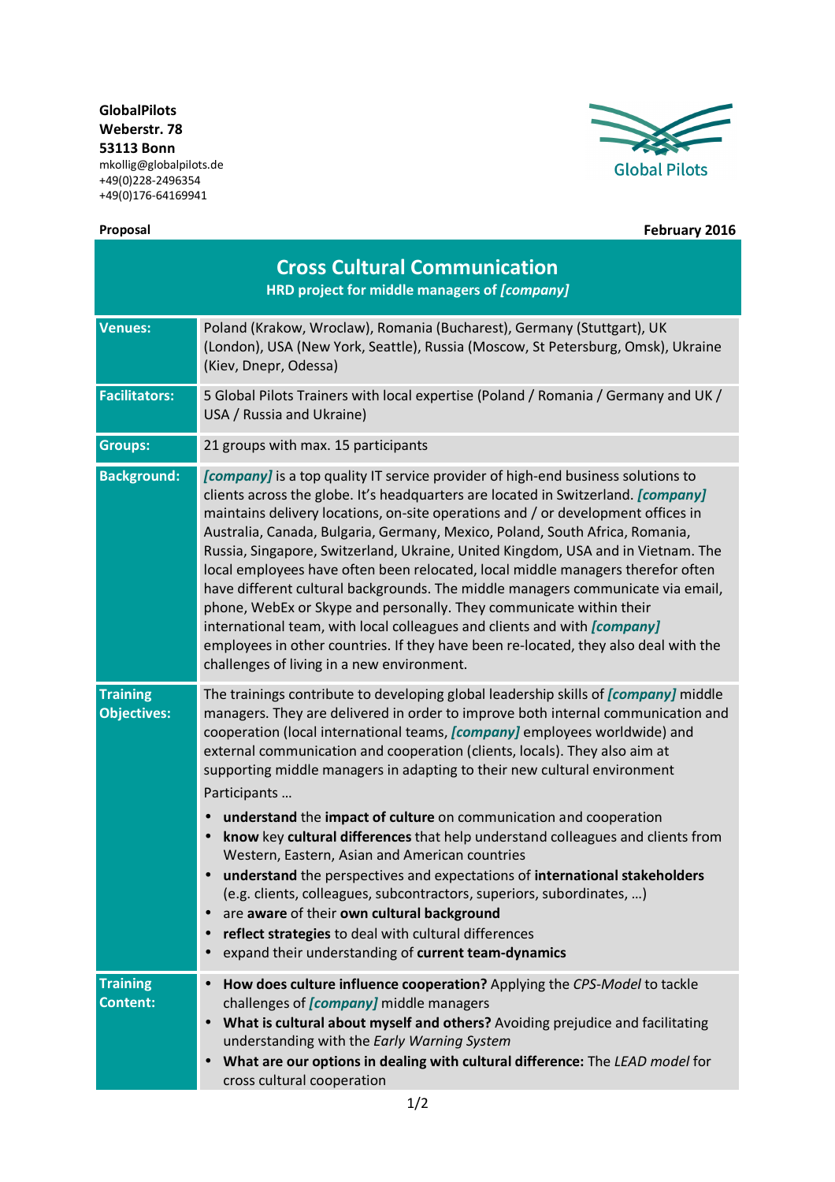**GlobalPilots**
**Weberstr. 78**
**53113 Bonn**
mkollig@globalpilots.de
+49(0)228-2496354
+49(0)176-64169941

Global Pilots

**Proposal** **February 2016**

# Cross Cultural Communication

**HRD project for middle managers of *[company]***

| | |
|---|---|
| **Venues:** | Poland (Krakow, Wroclaw), Romania (Bucharest), Germany (Stuttgart), UK (London), USA (New York, Seattle), Russia (Moscow, St Petersburg, Omsk), Ukraine (Kiev, Dnepr, Odessa) |
| **Facilitators:** | 5 Global Pilots Trainers with local expertise (Poland / Romania / Germany and UK / USA / Russia and Ukraine) |
| **Groups:** | 21 groups with max. 15 participants |
| **Background:** | ***[company]*** is a top quality IT service provider of high-end business solutions to clients across the globe. It's headquarters are located in Switzerland. ***[company]*** maintains delivery locations, on-site operations and / or development offices in Australia, Canada, Bulgaria, Germany, Mexico, Poland, South Africa, Romania, Russia, Singapore, Switzerland, Ukraine, United Kingdom, USA and in Vietnam. The local employees have often been relocated, local middle managers therefor often have different cultural backgrounds. The middle managers communicate via email, phone, WebEx or Skype and personally. They communicate within their international team, with local colleagues and clients and with ***[company]*** employees in other countries. If they have been re-located, they also deal with the challenges of living in a new environment. |
| **Training Objectives:** | The trainings contribute to developing global leadership skills of ***[company]*** middle managers. They are delivered in order to improve both internal communication and cooperation (local international teams, ***[company]*** employees worldwide) and external communication and cooperation (clients, locals). They also aim at supporting middle managers in adapting to their new cultural environment<br>Participants …<br>• **understand** the **impact of culture** on communication and cooperation<br>• **know** key **cultural differences** that help understand colleagues and clients from Western, Eastern, Asian and American countries<br>• **understand** the perspectives and expectations of **international stakeholders** (e.g. clients, colleagues, subcontractors, superiors, subordinates, …)<br>• are **aware** of their **own cultural background**<br>• **reflect strategies** to deal with cultural differences<br>• expand their understanding of **current team-dynamics** |
| **Training Content:** | • **How does culture influence cooperation?** Applying the *CPS-Model* to tackle challenges of ***[company]*** middle managers<br>• **What is cultural about myself and others?** Avoiding prejudice and facilitating understanding with the *Early Warning System*<br>• **What are our options in dealing with cultural difference:** The *LEAD model* for cross cultural cooperation |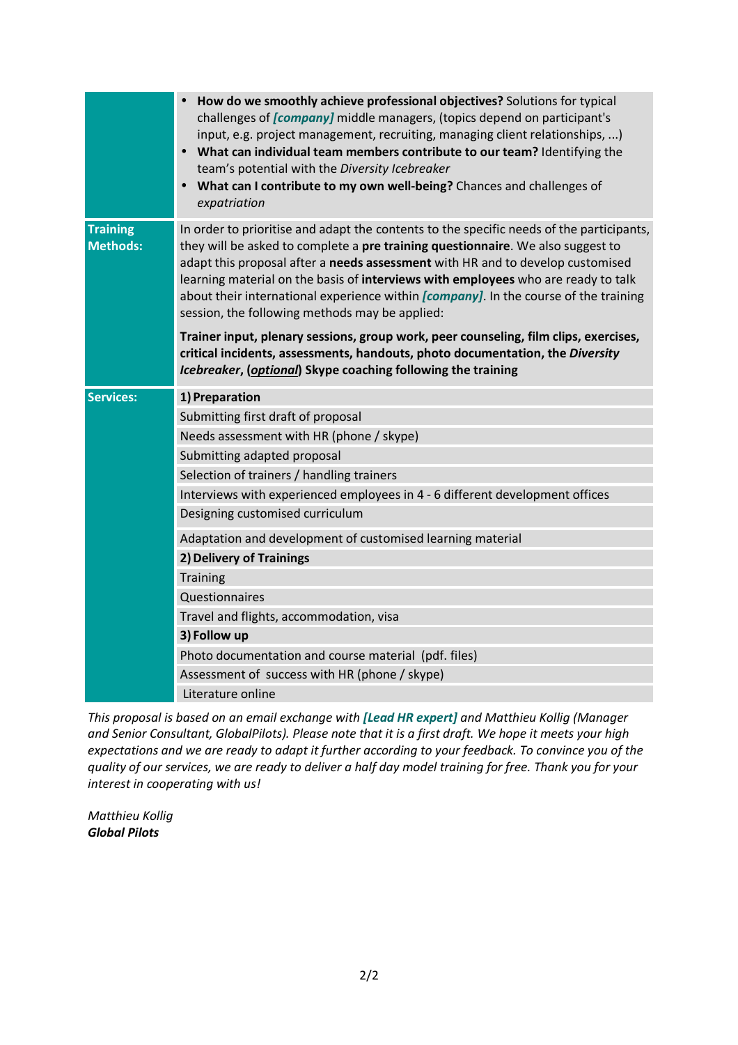| | |
|---|---|
| | • **How do we smoothly achieve professional objectives?** Solutions for typical challenges of ***[company]*** middle managers, (topics depend on participant's input, e.g. project management, recruiting, managing client relationships, ...)<br>• **What can individual team members contribute to our team?** Identifying the team's potential with the *Diversity Icebreaker*<br>• **What can I contribute to my own well-being?** Chances and challenges of *expatriation* |
| **Training Methods:** | In order to prioritise and adapt the contents to the specific needs of the participants, they will be asked to complete a **pre training questionnaire**. We also suggest to adapt this proposal after a **needs assessment** with HR and to develop customised learning material on the basis of **interviews with employees** who are ready to talk about their international experience within ***[company]***. In the course of the training session, the following methods may be applied:<br><br>**Trainer input, plenary sessions, group work, peer counseling, film clips, exercises, critical incidents, assessments, handouts, photo documentation, the *Diversity Icebreaker*, (*optional*) Skype coaching following the training** |
| **Services:** | **1) Preparation** |
| | Submitting first draft of proposal |
| | Needs assessment with HR (phone / skype) |
| | Submitting adapted proposal |
| | Selection of trainers / handling trainers |
| | Interviews with experienced employees in 4 - 6 different development offices |
| | Designing customised curriculum |
| | Adaptation and development of customised learning material |
| | **2) Delivery of Trainings** |
| | Training |
| | Questionnaires |
| | Travel and flights, accommodation, visa |
| | **3) Follow up** |
| | Photo documentation and course material (pdf. files) |
| | Assessment of success with HR (phone / skype) |
| | Literature online |

*This proposal is based on an email exchange with* ***[Lead HR expert]*** *and Matthieu Kollig (Manager and Senior Consultant, GlobalPilots). Please note that it is a first draft. We hope it meets your high expectations and we are ready to adapt it further according to your feedback. To convince you of the quality of our services, we are ready to deliver a half day model training for free. Thank you for your interest in cooperating with us!*

*Matthieu Kollig*
***Global Pilots***